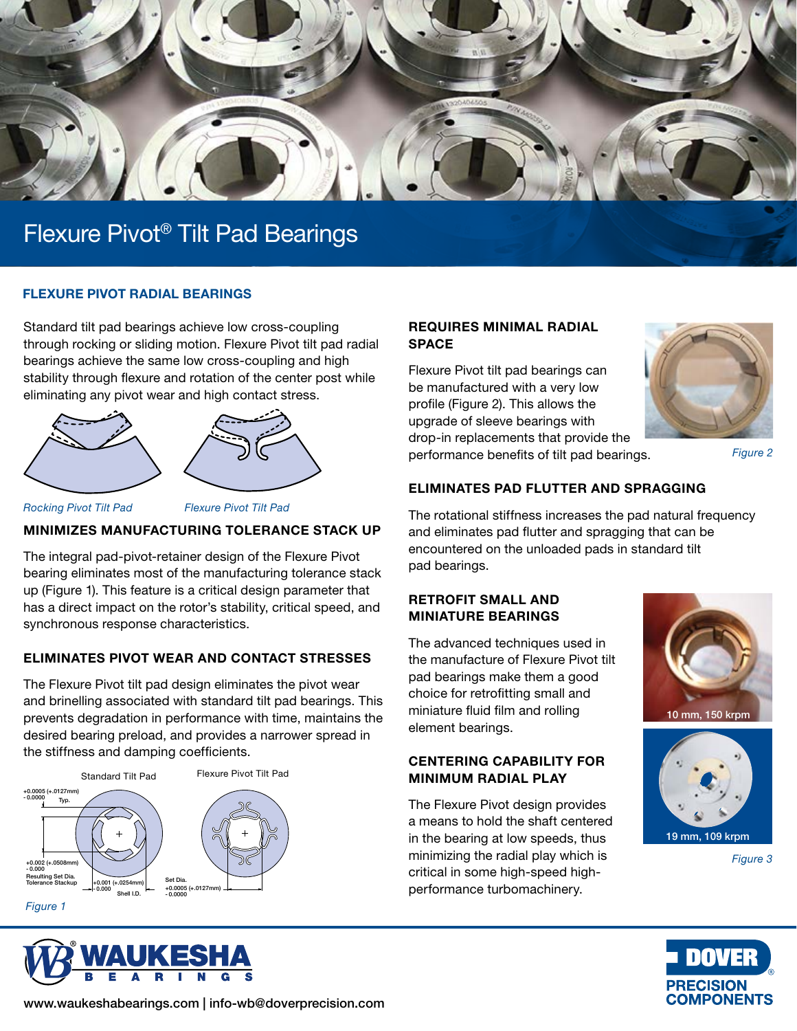# Flexure Pivot® Tilt Pad Bearings

## FLEXURE PIVOT RADIAL BEARINGS

Standard tilt pad bearings achieve low cross-coupling through rocking or sliding motion. Flexure Pivot tilt pad radial bearings achieve the same low cross-coupling and high stability through flexure and rotation of the center post while eliminating any pivot wear and high contact stress.

*Rocking Pivot Tilt Pad*

*Flexure Pivot Tilt Pad*

### MINIMIZES MANUFACTURING TOLERANCE STACK UP

The integral pad-pivot-retainer design of the Flexure Pivot bearing eliminates most of the manufacturing tolerance stack up (Figure 1). This feature is a critical design parameter that has a direct impact on the rotor's stability, critical speed, and synchronous response characteristics.

### ELIMINATES PIVOT WEAR AND CONTACT STRESSES

The Flexure Pivot tilt pad design eliminates the pivot wear and brinelling associated with standard tilt pad bearings. This prevents degradation in performance with time, maintains the desired bearing preload, and provides a narrower spread in the stiffness and damping coefficients.

Standard Tilt Pad: +0.0005 (+.0127mm) / - 0.0000 Typ.; +0.002 (+.0508mm) / - 0.000 Resulting Set Dia. Tolerance Stackup; +0.001 (+.0254mm) / - 0.000 Shell I.D.

Flexure Pivot Tilt Pad: Set Dia. +0.0005 (+.0127mm) / - 0.0000

*Figure 1*

### REQUIRES MINIMAL RADIAL SPACE

Flexure Pivot tilt pad bearings can be manufactured with a very low profile (Figure 2). This allows the upgrade of sleeve bearings with drop-in replacements that provide the performance benefits of tilt pad bearings.

*Figure 2*

### ELIMINATES PAD FLUTTER AND SPRAGGING

The rotational stiffness increases the pad natural frequency and eliminates pad flutter and spragging that can be encountered on the unloaded pads in standard tilt pad bearings.

### RETROFIT SMALL AND MINIATURE BEARINGS

The advanced techniques used in the manufacture of Flexure Pivot tilt pad bearings make them a good choice for retrofitting small and miniature fluid film and rolling element bearings.

10 mm, 150 krpm

19 mm, 109 krpm

*Figure 3*

### CENTERING CAPABILITY FOR MINIMUM RADIAL PLAY

The Flexure Pivot design provides a means to hold the shaft centered in the bearing at low speeds, thus minimizing the radial play which is critical in some high-speed high-performance turbomachinery.

www.waukeshabearings.com | info-wb@doverprecision.com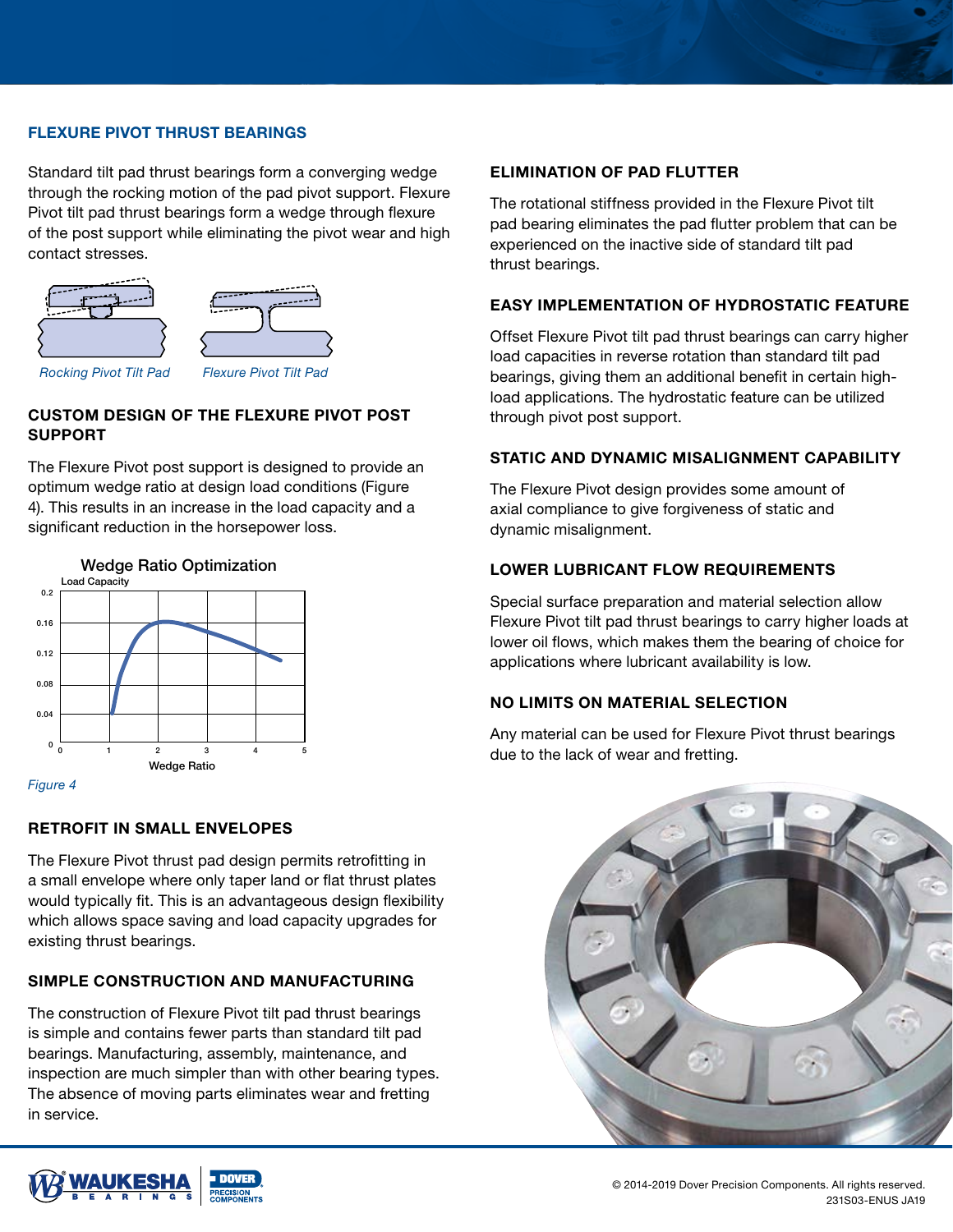## FLEXURE PIVOT THRUST BEARINGS

Standard tilt pad thrust bearings form a converging wedge through the rocking motion of the pad pivot support. Flexure Pivot tilt pad thrust bearings form a wedge through flexure of the post support while eliminating the pivot wear and high contact stresses.

*Rocking Pivot Tilt Pad*

*Flexure Pivot Tilt Pad*

### CUSTOM DESIGN OF THE FLEXURE PIVOT POST SUPPORT

The Flexure Pivot post support is designed to provide an optimum wedge ratio at design load conditions (Figure 4). This results in an increase in the load capacity and a significant reduction in the horsepower loss.

Wedge Ratio Optimization

Load Capacity

0.2
0.16
0.12
0.08
0.04
0

0
1
2
3
4
5

Wedge Ratio

*Figure 4*

### RETROFIT IN SMALL ENVELOPES

The Flexure Pivot thrust pad design permits retrofitting in a small envelope where only taper land or flat thrust plates would typically fit. This is an advantageous design flexibility which allows space saving and load capacity upgrades for existing thrust bearings.

### SIMPLE CONSTRUCTION AND MANUFACTURING

The construction of Flexure Pivot tilt pad thrust bearings is simple and contains fewer parts than standard tilt pad bearings. Manufacturing, assembly, maintenance, and inspection are much simpler than with other bearing types. The absence of moving parts eliminates wear and fretting in service.

### ELIMINATION OF PAD FLUTTER

The rotational stiffness provided in the Flexure Pivot tilt pad bearing eliminates the pad flutter problem that can be experienced on the inactive side of standard tilt pad thrust bearings.

### EASY IMPLEMENTATION OF HYDROSTATIC FEATURE

Offset Flexure Pivot tilt pad thrust bearings can carry higher load capacities in reverse rotation than standard tilt pad bearings, giving them an additional benefit in certain high-load applications. The hydrostatic feature can be utilized through pivot post support.

### STATIC AND DYNAMIC MISALIGNMENT CAPABILITY

The Flexure Pivot design provides some amount of axial compliance to give forgiveness of static and dynamic misalignment.

### LOWER LUBRICANT FLOW REQUIREMENTS

Special surface preparation and material selection allow Flexure Pivot tilt pad thrust bearings to carry higher loads at lower oil flows, which makes them the bearing of choice for applications where lubricant availability is low.

### NO LIMITS ON MATERIAL SELECTION

Any material can be used for Flexure Pivot thrust bearings due to the lack of wear and fretting.

© 2014-2019 Dover Precision Components. All rights reserved.
231S03-ENUS JA19